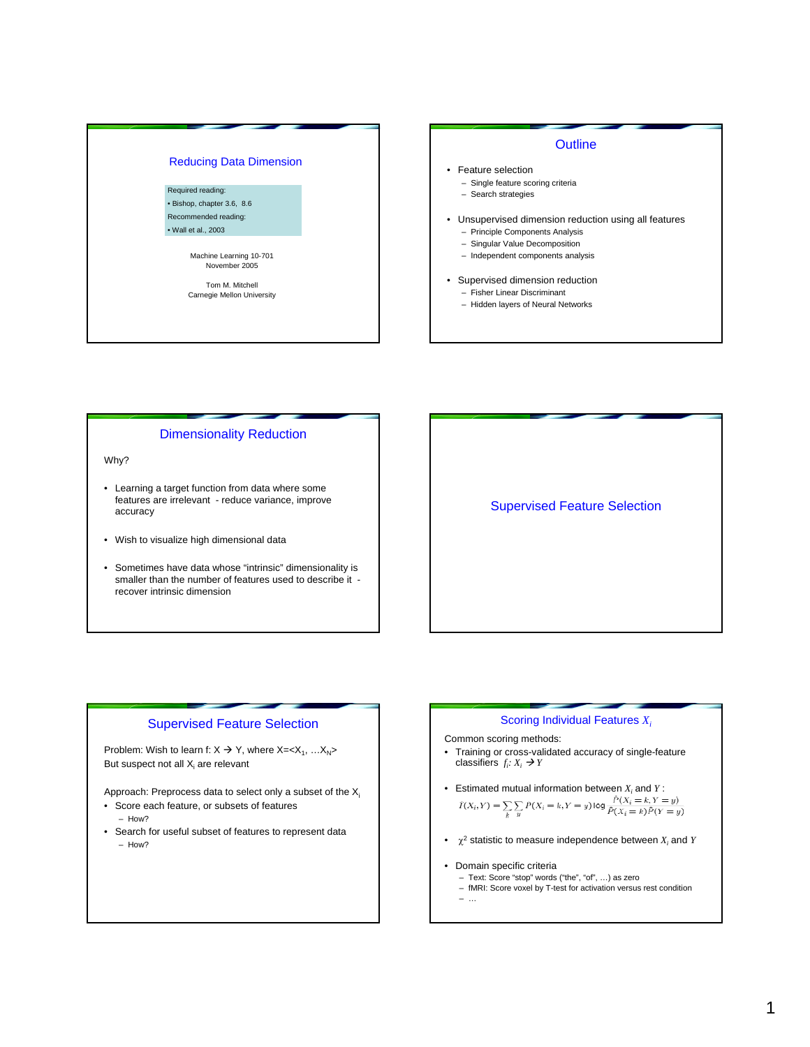## Reducing Data Dimension

Required reading:

- Bishop, chapter 3.6, 8.6

Recommended reading:

- Wall et al., 2003

Machine Learning 10-701
November 2005

Tom M. Mitchell
Carnegie Mellon University

## Outline

- Feature selection
  - Single feature scoring criteria
  - Search strategies
- Unsupervised dimension reduction using all features
  - Principle Components Analysis
  - Singular Value Decomposition
  - Independent components analysis
- Supervised dimension reduction
  - Fisher Linear Discriminant
  - Hidden layers of Neural Networks

## Dimensionality Reduction

Why?

- Learning a target function from data where some features are irrelevant - reduce variance, improve accuracy
- Wish to visualize high dimensional data
- Sometimes have data whose "intrinsic" dimensionality is smaller than the number of features used to describe it - recover intrinsic dimension

## Supervised Feature Selection

## Supervised Feature Selection

Problem: Wish to learn f: X → Y, where X=<$X_1$, …$X_N$>
But suspect not all $X_i$ are relevant

Approach: Preprocess data to select only a subset of the $X_i$

- Score each feature, or subsets of features
  - How?
- Search for useful subset of features to represent data
  - How?

## Scoring Individual Features $X_i$

Common scoring methods:

- Training or cross-validated accuracy of single-feature classifiers $f_i: X_i \rightarrow Y$
- Estimated mutual information between $X_i$ and $Y$ :

$$I(X_i, Y) = \sum_k \sum_y P(X_i = k, Y = y) \log \frac{\hat{P}(X_i = k, Y = y)}{\hat{P}(X_i = k)\hat{P}(Y = y)}$$

- $\chi^2$ statistic to measure independence between $X_i$ and $Y$
- Domain specific criteria
  - Text: Score "stop" words ("the", "of", …) as zero
  - fMRI: Score voxel by T-test for activation versus rest condition
  - …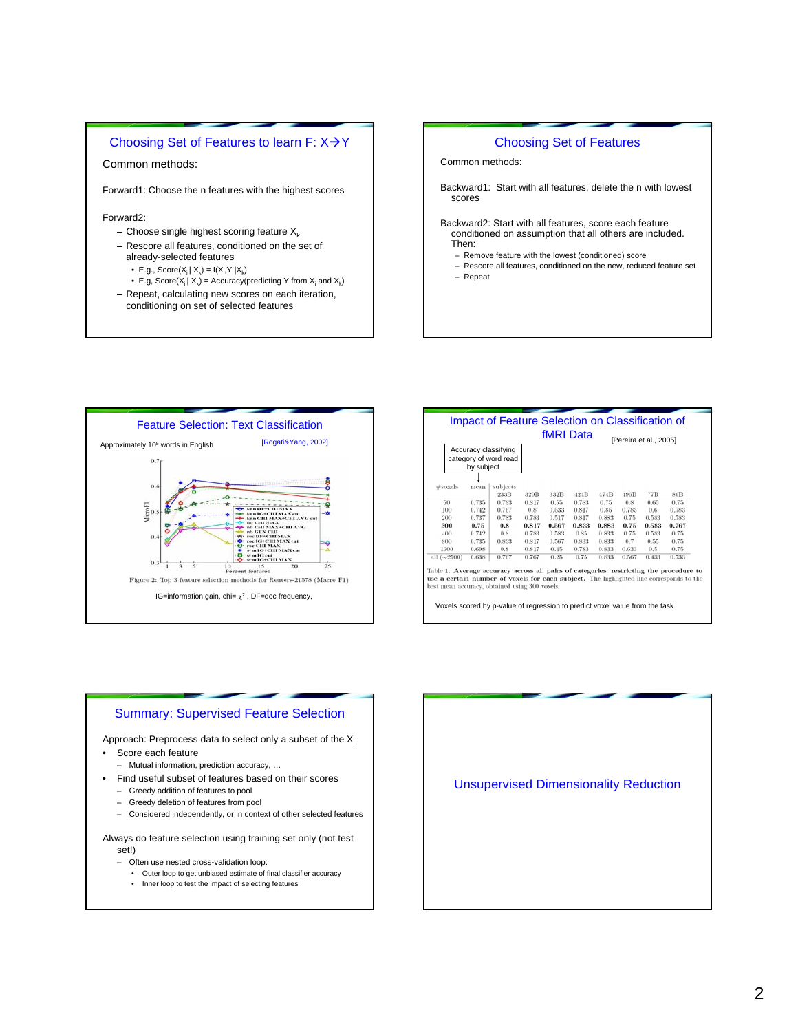## Choosing Set of Features to learn F: X→Y

Common methods:

Forward1: Choose the n features with the highest scores

Forward2:

- Choose single highest scoring feature $X_k$
- Rescore all features, conditioned on the set of already-selected features
  - E.g., Score($X_i$ | $X_k$) = I($X_i$,Y |$X_k$)
  - E.g, Score($X_i$ | $X_k$) = Accuracy(predicting Y from $X_i$ and $X_k$)
- Repeat, calculating new scores on each iteration, conditioning on set of selected features

## Choosing Set of Features

Common methods:

Backward1: Start with all features, delete the n with lowest scores

Backward2: Start with all features, score each feature conditioned on assumption that all others are included. Then:

- Remove feature with the lowest (conditioned) score
- Rescore all features, conditioned on the new, reduced feature set
- Repeat

## Feature Selection: Text Classification

Approximately $10^5$ words in English

[Rogati&Yang, 2002]

0.7
0.6
0.5
0.4
0.3
Macro F1
1 3 5 10 15 20 25
Percent features

knn DF+CHI MAX
knn IG+CHI MAX cut
knn CHI MAX+CHI AVG cut
nb CHI MAX
nb CHI MAX+CHI AVG
nb GEN CHI
roc DF+CHI MAX
roc IG+CHI MAX cut
roc CHI MAX
svm IG+CHI MAX cut
svm IG cut
svm IG+CHI MAX

Figure 2: Top 3 feature selection methods for Reuters-21578 (Macro F1)

IG=information gain, chi= $\chi^2$ , DF=doc frequency,

## Impact of Feature Selection on Classification of fMRI Data

[Pereira et al., 2005]

Accuracy classifying category of word read by subject

| #voxels | mean | subjects 233B | 329B | 332B | 424B | 474B | 496B | 77B | 86B |
|---|---|---|---|---|---|---|---|---|---|
| 50 | 0.735 | 0.783 | 0.817 | 0.55 | 0.783 | 0.75 | 0.8 | 0.65 | 0.75 |
| 100 | 0.742 | 0.767 | 0.8 | 0.533 | 0.817 | 0.85 | 0.783 | 0.6 | 0.783 |
| 200 | 0.737 | 0.783 | 0.783 | 0.517 | 0.817 | 0.883 | 0.75 | 0.583 | 0.783 |
| **300** | **0.75** | **0.8** | **0.817** | **0.567** | **0.833** | **0.883** | **0.75** | **0.583** | **0.767** |
| 400 | 0.742 | 0.8 | 0.783 | 0.583 | 0.85 | 0.833 | 0.75 | 0.583 | 0.75 |
| 800 | 0.735 | 0.833 | 0.817 | 0.567 | 0.833 | 0.833 | 0.7 | 0.55 | 0.75 |
| 1600 | 0.698 | 0.8 | 0.817 | 0.45 | 0.783 | 0.833 | 0.633 | 0.5 | 0.75 |
| all (~2500) | 0.638 | 0.767 | 0.767 | 0.25 | 0.75 | 0.833 | 0.567 | 0.433 | 0.733 |

Table 1: Average accuracy across all pairs of categories, restricting the procedure to use a certain number of voxels for each subject. The highlighted line corresponds to the best mean accuracy, obtained using 300 voxels.

Voxels scored by p-value of regression to predict voxel value from the task

## Summary: Supervised Feature Selection

Approach: Preprocess data to select only a subset of the $X_i$

- Score each feature
  - Mutual information, prediction accuracy, ...
- Find useful subset of features based on their scores
  - Greedy addition of features to pool
  - Greedy deletion of features from pool
  - Considered independently, or in context of other selected features

Always do feature selection using training set only (not test set!)

- Often use nested cross-validation loop:
  - Outer loop to get unbiased estimate of final classifier accuracy
  - Inner loop to test the impact of selecting features

## Unsupervised Dimensionality Reduction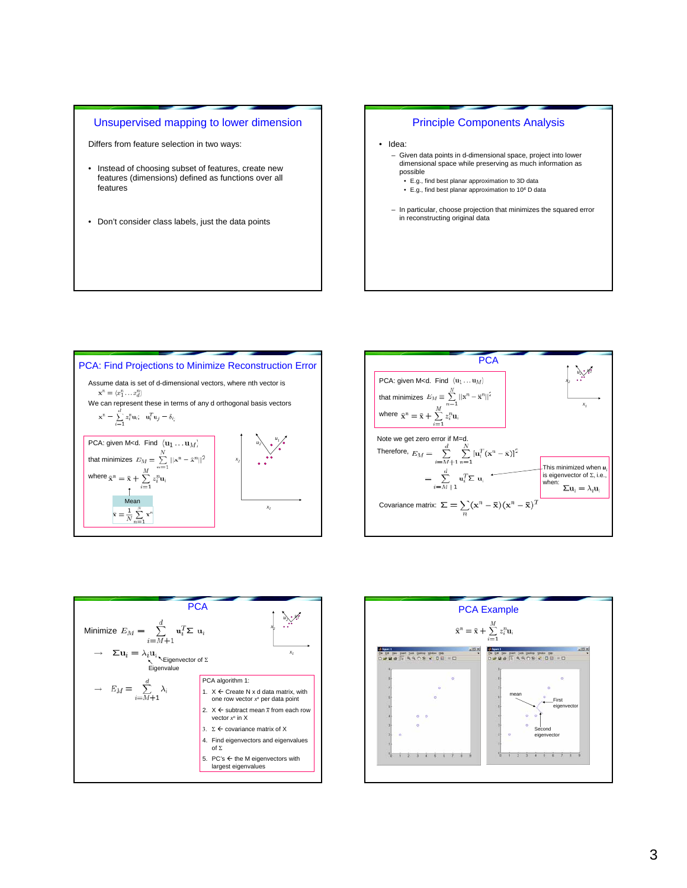## Unsupervised mapping to lower dimension

Differs from feature selection in two ways:

- Instead of choosing subset of features, create new features (dimensions) defined as functions over all features
- Don't consider class labels, just the data points

## Principle Components Analysis

- Idea:
  - Given data points in d-dimensional space, project into lower dimensional space while preserving as much information as possible
    - E.g., find best planar approximation to 3D data
    - E.g., find best planar approximation to $10^4$ D data
  - In particular, choose projection that minimizes the squared error in reconstructing original data

## PCA: Find Projections to Minimize Reconstruction Error

Assume data is set of d-dimensional vectors, where nth vector is

$$\mathbf{x}^n = \langle x_1^n \dots x_d^n \rangle$$

We can represent these in terms of any d orthogonal basis vectors

$$\mathbf{x}^n = \sum_{i=1}^{d} z_i^n \mathbf{u}_i; \quad \mathbf{u}_i^T \mathbf{u}_j = \delta_{i_j}$$

PCA: given M<d. Find $\langle \mathbf{u}_1 \dots \mathbf{u}_M \rangle$

that minimizes $E_M = \sum_{n=1}^{N} ||\mathbf{x}^n - \hat{\mathbf{x}}^n||^2$

where $\hat{\mathbf{x}}^n = \bar{\mathbf{x}} + \sum_{i=1}^{M} z_i^n \mathbf{u}_i$

Mean

$$\bar{\mathbf{x}} = \frac{1}{N} \sum_{n=1}^{N} \mathbf{x}^n$$

$u_2$ $u_1$ $x_2$ $x_1$

## PCA

PCA: given M<d. Find $\langle \mathbf{u}_1 \dots \mathbf{u}_M \rangle$

that minimizes $E_M \equiv \sum_{n=1}^{N} ||\mathbf{x}^n - \hat{\mathbf{x}}^n||^2$

where $\hat{\mathbf{x}}^n = \bar{\mathbf{x}} + \sum_{i=1}^{M} z_i^n \mathbf{u}_i$

Note we get zero error if M=d.

Therefore,
$$E_M = \sum_{i=M+1}^{d} \sum_{n=1}^{N} [\mathbf{u}_i^T (\mathbf{x}^n - \bar{\mathbf{x}})]^2$$

$$= \sum_{i=M+1}^{d} \mathbf{u}_i^T \Sigma \, \mathbf{u}_i$$

This minimized when $\mathbf{u}_i$ is eigenvector of $\Sigma$, i.e., when: $\Sigma \mathbf{u}_i = \lambda_i \mathbf{u}_i$

Covariance matrix: $\Sigma = \sum_n (\mathbf{x}^n - \bar{\mathbf{x}})(\mathbf{x}^n - \bar{\mathbf{x}})^T$

$u_2$ $u_1$ $x_2$ $x_1$

## PCA

Minimize $E_M = \sum_{i=M+1}^{d} \mathbf{u}_i^T \Sigma \, \mathbf{u}_i$

$\rightarrow \quad \Sigma \mathbf{u}_i = \lambda_i \mathbf{u}_i$ ← Eigenvector of $\Sigma$; Eigenvalue

$\rightarrow \quad E_M = \sum_{i=M+1}^{d} \lambda_i$

PCA algorithm 1:

1. X ← Create N x d data matrix, with one row vector $x^n$ per data point
2. X ← subtract mean $\bar{x}$ from each row vector $x^n$ in X
3. $\Sigma$ ← covariance matrix of X
4. Find eigenvectors and eigenvalues of $\Sigma$
5. PC's ← the M eigenvectors with largest eigenvalues

$u_2$ $u_1$ $x_2$ $x_1$

## PCA Example

$$\hat{\mathbf{x}}^n = \bar{\mathbf{x}} + \sum_{i=1}^{M} z_i^n \mathbf{u}_i$$

mean

First eigenvector

Second eigenvector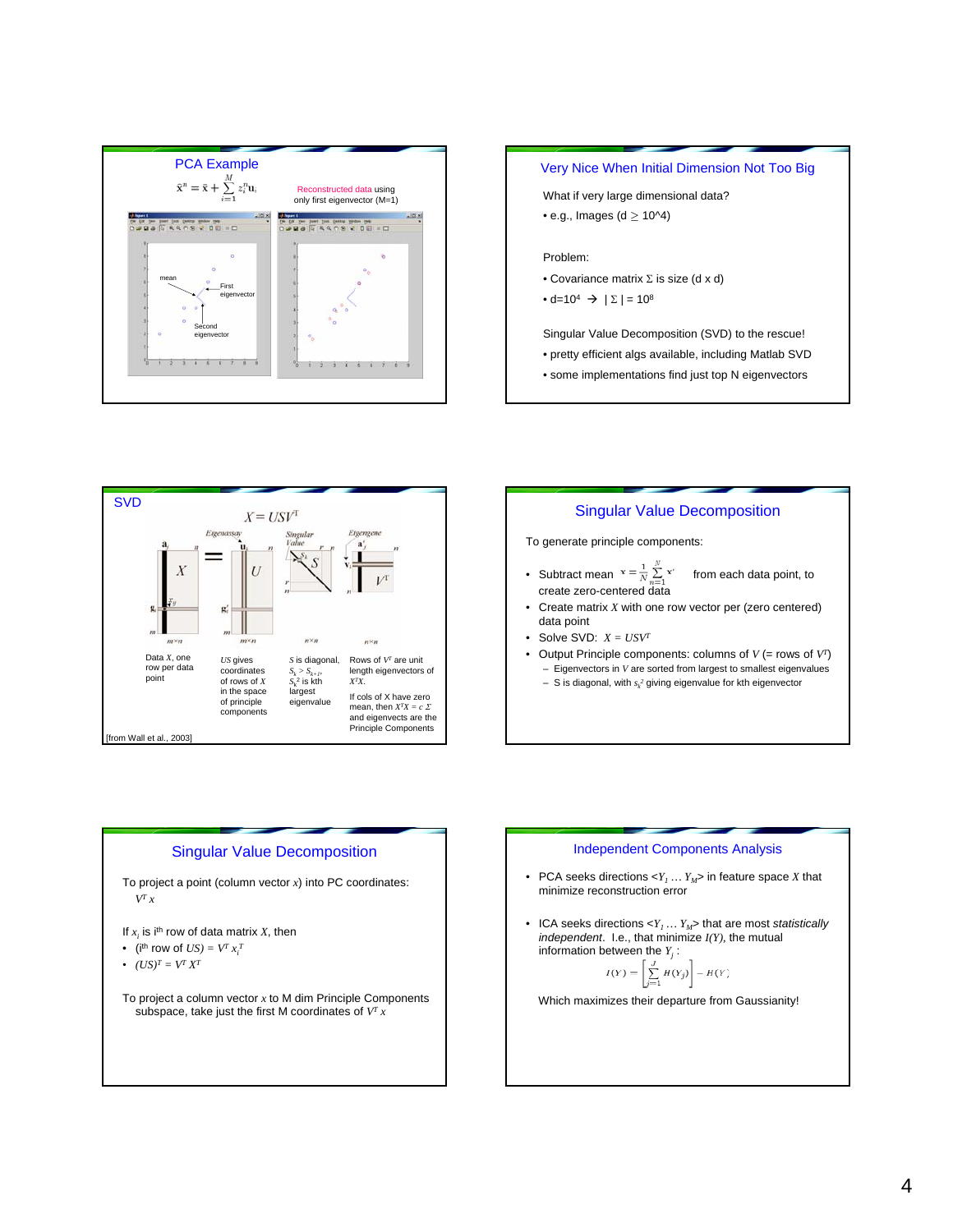## PCA Example

$$\hat{\mathbf{x}}^n = \bar{\mathbf{x}} + \sum_{i=1}^{M} z_i^n \mathbf{u}_i$$

Reconstructed data using only first eigenvector (M=1)

mean

First eigenvector

Second eigenvector

## Very Nice When Initial Dimension Not Too Big

What if very large dimensional data?

- e.g., Images ($d \geq 10^4$)

Problem:

- Covariance matrix $\Sigma$ is size (d x d)
- $d=10^4 \rightarrow |\Sigma| = 10^8$

Singular Value Decomposition (SVD) to the rescue!

- pretty efficient algs available, including Matlab SVD
- some implementations find just top N eigenvectors

## SVD

$$X = USV^T$$

Eigenassay, Singular Value, Eigengene

Data $X$, one row per data point

$US$ gives coordinates of rows of $X$ in the space of principle components

$S$ is diagonal, $S_k > S_{k+1}$, $S_k^2$ is kth largest eigenvalue

Rows of $V^T$ are unit length eigenvectors of $X^TX$.

If cols of X have zero mean, then $X^TX = c\,\Sigma$ and eigenvects are the Principle Components

[from Wall et al., 2003]

## Singular Value Decomposition

To generate principle components:

- Subtract mean $\bar{\mathbf{x}} = \frac{1}{N}\sum_{n=1}^{N} \mathbf{x}^n$ from each data point, to create zero-centered data
- Create matrix $X$ with one row vector per (zero centered) data point
- Solve SVD: $X = USV^T$
- Output Principle components: columns of $V$ (= rows of $V^T$)
  - Eigenvectors in $V$ are sorted from largest to smallest eigenvalues
  - S is diagonal, with $s_k^2$ giving eigenvalue for kth eigenvector

## Singular Value Decomposition

To project a point (column vector $x$) into PC coordinates:

$V^T x$

If $x_i$ is i[th] row of data matrix $X$, then

- (i[th] row of $US$) = $V^T x_i^T$
- $(US)^T = V^T X^T$

To project a column vector $x$ to M dim Principle Components subspace, take just the first M coordinates of $V^T x$

## Independent Components Analysis

- PCA seeks directions $<Y_1 \ldots Y_M>$ in feature space $X$ that minimize reconstruction error
- ICA seeks directions $<Y_1 \ldots Y_M>$ that are most *statistically independent*. I.e., that minimize $I(Y)$, the mutual information between the $Y_j$ :

$$I(Y) = \left[\sum_{j=1}^{J} H(Y_j)\right] - H(Y)$$

Which maximizes their departure from Gaussianity!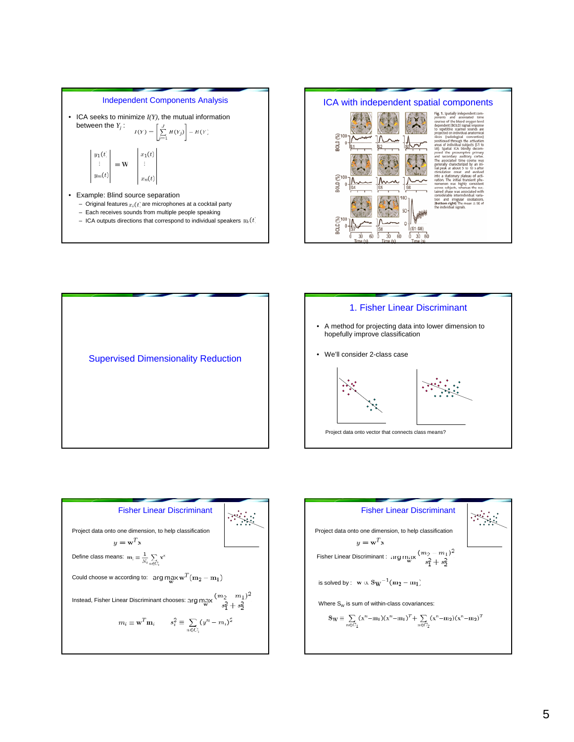## Independent Components Analysis

- ICA seeks to minimize $I(Y)$, the mutual information between the $Y_j$ :

$$I(Y) = \left[\sum_{j=1}^{J} H(Y_j)\right] - H(Y)$$

$$\begin{vmatrix} y_1(t) \\ \vdots \\ y_m(t) \end{vmatrix} = \mathbf{W} \begin{vmatrix} x_1(t) \\ \vdots \\ x_n(t) \end{vmatrix}$$

- Example: Blind source separation
  - Original features $x_i(t)$ are microphones at a cocktail party
  - Each receives sounds from multiple people speaking
  - ICA outputs directions that correspond to individual speakers $y_k(t)$

## ICA with independent spatial components

BOLD (%) 100 0 S1 S2 S3
BOLD (%) 100 0 S4 S5 S6
BOLD (%) 100 0 S7 S8 (S1-S8) 100 50 0
0 30 60 Time (s) 0 30 60 Time (s) 0 30 60 Time (s)

Fig. 1. Spatially independent components and associated time courses of the blood oxygen level dependent (BOLD) signal response to repetitive scanner sounds are projected on individual anatomical slices (radiological convention) positioned through the activation areas of individual subjects (S1 to S8). Spatial ICA blindly decomposed the presumptive primary and secondary auditory cortex. The associated time course was generally characterized by an initial peak at about 5 to 10 s after stimulation onset and evolved into a stationary plateau of activation. The initial transient phenomenon was highly consistent across subjects, whereas the sustained phase was associated with considerable interindividual variation and irregular oscillations. (Bottom right) The mean ± SE of the individual signals.

## Supervised Dimensionality Reduction

## 1. Fisher Linear Discriminant

- A method for projecting data into lower dimension to hopefully improve classification
- We'll consider 2-class case

Project data onto vector that connects class means?

## Fisher Linear Discriminant

Project data onto one dimension, to help classification

$$y = \mathbf{w}^T \mathbf{x}$$

Define class means: $\mathbf{m}_i = \frac{1}{N_i} \sum_{n \in C_i} \mathbf{x}^n$

Could choose w according to: $\arg\max_{\mathbf{w}} \mathbf{w}^T(\mathbf{m}_2 - \mathbf{m}_1)$

Instead, Fisher Linear Discriminant chooses: $\arg\max_{\mathbf{w}} \frac{(m_2 - m_1)^2}{s_1^2 + s_2^2}$

$$m_i \equiv \mathbf{w}^T \mathbf{m}_i \qquad s_i^2 \equiv \sum_{n \in C_i} (y^n - m_i)^2$$

## Fisher Linear Discriminant

Project data onto one dimension, to help classification

$$y = \mathbf{w}^T \mathbf{x}$$

Fisher Linear Discriminant : $\arg\max_{\mathbf{w}} \frac{(m_2 - m_1)^2}{s_1^2 + s_2^2}$

is solved by : $\mathbf{w} \propto \mathbf{S_W}^{-1}(\mathbf{m}_2 - \mathbf{m}_1)$

Where $S_W$ is sum of within-class covariances:

$$\mathbf{S_W} = \sum_{n \in C_1} (\mathbf{x}^n - \mathbf{m}_1)(\mathbf{x}^n - \mathbf{m}_1)^T + \sum_{n \in C_2} (\mathbf{x}^n - \mathbf{m}_2)(\mathbf{x}^n - \mathbf{m}_2)^T$$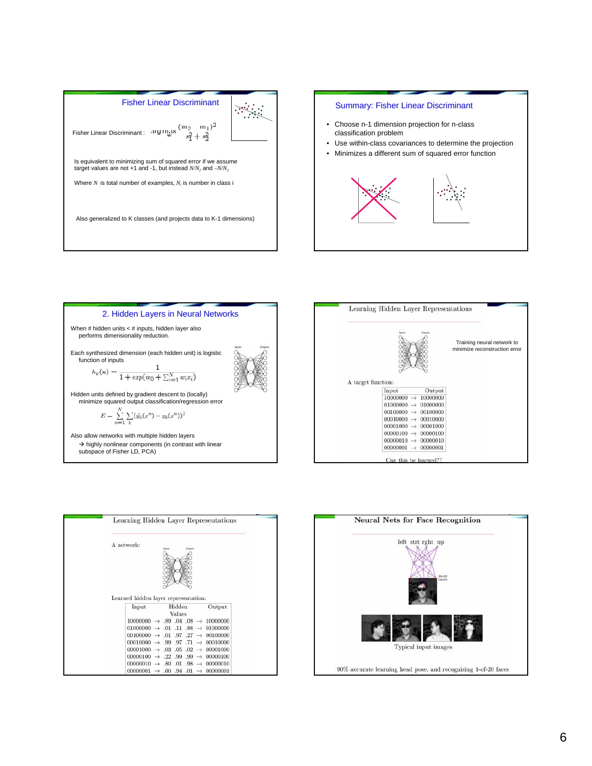## Fisher Linear Discriminant

Fisher Linear Discriminant : $\arg\max_{w} \frac{(m_2 - m_1)^2}{s_1^2 + s_2^2}$

Is equivalent to minimizing sum of squared error if we assume target values are not +1 and -1, but instead $N/N_1$ and $-N/N_2$

Where $N$ is total number of examples, $N_i$ is number in class i

Also generalized to K classes (and projects data to K-1 dimensions)

## Summary: Fisher Linear Discriminant

- Choose n-1 dimension projection for n-class classification problem
- Use within-class covariances to determine the projection
- Minimizes a different sum of squared error function

## 2. Hidden Layers in Neural Networks

When # hidden units < # inputs, hidden layer also performs dimensionality reduction.

Each synthesized dimension (each hidden unit) is logistic function of inputs

$$h_k(x) = \frac{1}{1 + exp(w_0 + \sum_{i=1}^{N} w_i x_i)}$$

Hidden units defined by gradient descent to (locally) minimize squared output classification/regression error

$$E = \sum_{n=1}^{N} \sum_k (\hat{y}_k(x^n) - y_k(x^n))^2$$

Also allow networks with multiple hidden layers
→ highly nonlinear components (in contrast with linear subspace of Fisher LD, PCA)

## Learning Hidden Layer Representations

Training neural network to minimize reconstruction error

A target function:

| Input | | Output |
|---|---|---|
| 10000000 | → | 10000000 |
| 01000000 | → | 01000000 |
| 00100000 | → | 00100000 |
| 00010000 | → | 00010000 |
| 00001000 | → | 00001000 |
| 00000100 | → | 00000100 |
| 00000010 | → | 00000010 |
| 00000001 | → | 00000001 |

Can this be learned??

## Learning Hidden Layer Representations

A network:

Learned hidden layer representation:

| Input | | Hidden Values | | Output |
|---|---|---|---|---|
| 10000000 | → | .89 .04 .08 | → | 10000000 |
| 01000000 | → | .01 .11 .88 | → | 01000000 |
| 00100000 | → | .01 .97 .27 | → | 00100000 |
| 00010000 | → | .99 .97 .71 | → | 00010000 |
| 00001000 | → | .03 .05 .02 | → | 00001000 |
| 00000100 | → | .22 .99 .99 | → | 00000100 |
| 00000010 | → | .80 .01 .98 | → | 00000010 |
| 00000001 | → | .60 .94 .01 | → | 00000001 |

## Neural Nets for Face Recognition

left strt rght up

30x32 inputs

Typical input images

90% accurate learning head pose, and recognizing 1-of-20 faces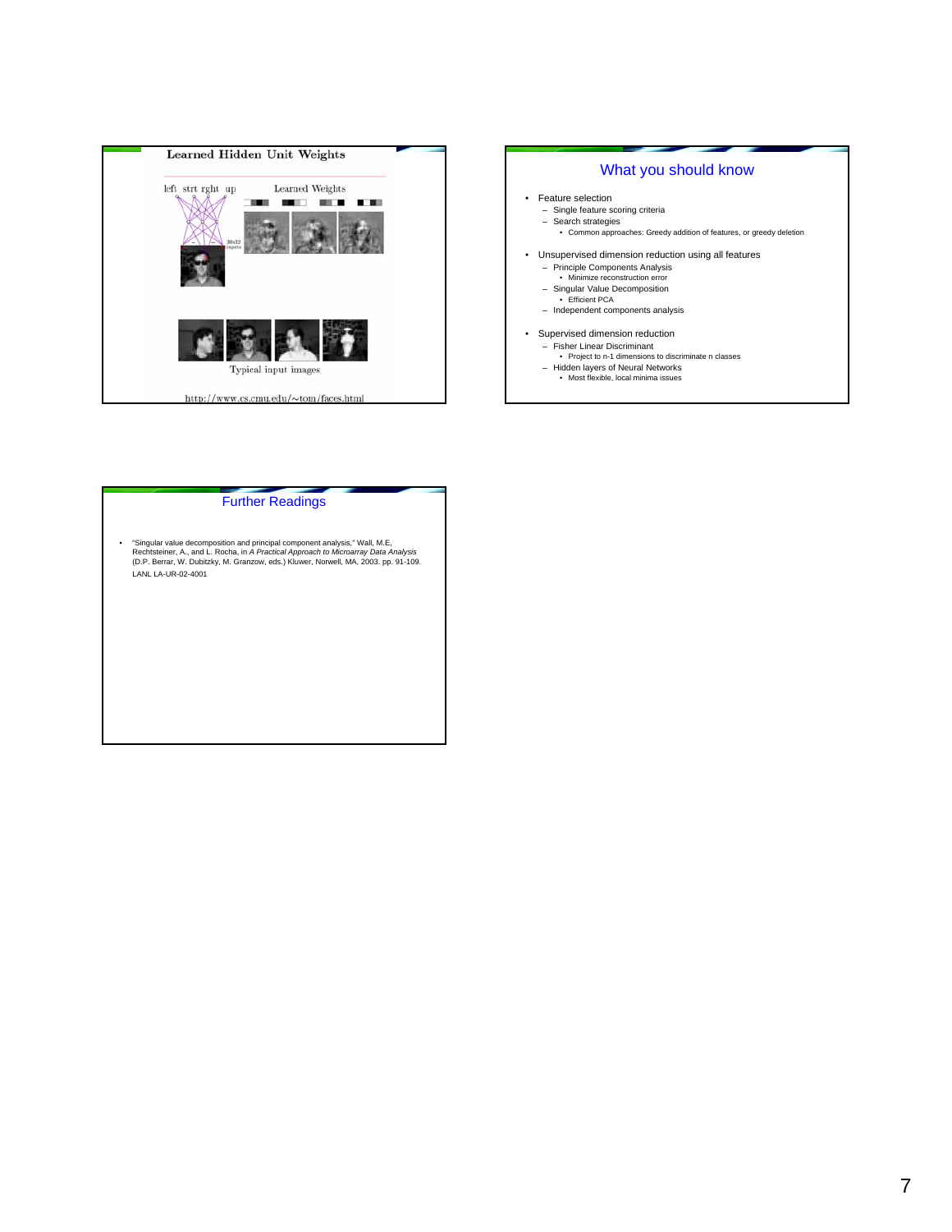## Learned Hidden Unit Weights

left strt rght up

Learned Weights

30x32 inputs

Typical input images

http://www.cs.cmu.edu/~tom/faces.html

## What you should know

- Feature selection
  - Single feature scoring criteria
  - Search strategies
    - Common approaches: Greedy addition of features, or greedy deletion
- Unsupervised dimension reduction using all features
  - Principle Components Analysis
    - Minimize reconstruction error
  - Singular Value Decomposition
    - Efficient PCA
  - Independent components analysis
- Supervised dimension reduction
  - Fisher Linear Discriminant
    - Project to n-1 dimensions to discriminate n classes
  - Hidden layers of Neural Networks
    - Most flexible, local minima issues

## Further Readings

- "Singular value decomposition and principal component analysis," Wall, M.E, Rechtsteiner, A., and L. Rocha, in *A Practical Approach to Microarray Data Analysis* (D.P. Berrar, W. Dubitzky, M. Granzow, eds.) Kluwer, Norwell, MA, 2003. pp. 91-109. LANL LA-UR-02-4001